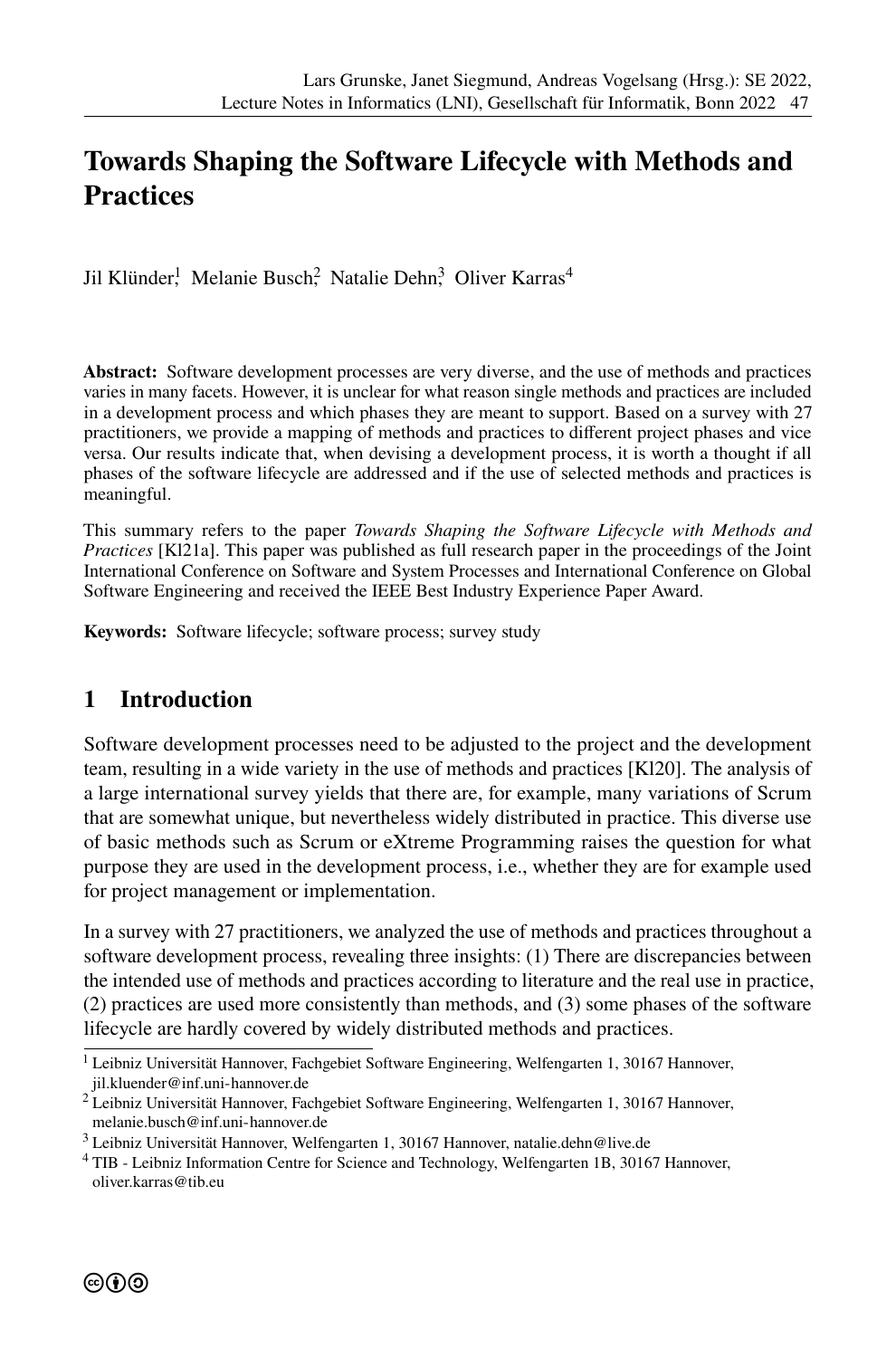# Towards Shaping the Software Lifecycle with Methods and Practices

Jil Klünder[1], Melanie Busch[2], Natalie Dehn[3], Oliver Karras[4]

**Abstract:** Software development processes are very diverse, and the use of methods and practices varies in many facets. However, it is unclear for what reason single methods and practices are included in a development process and which phases they are meant to support. Based on a survey with 27 practitioners, we provide a mapping of methods and practices to different project phases and vice versa. Our results indicate that, when devising a development process, it is worth a thought if all phases of the software lifecycle are addressed and if the use of selected methods and practices is meaningful.

This summary refers to the paper *Towards Shaping the Software Lifecycle with Methods and Practices* [Kl21a]. This paper was published as full research paper in the proceedings of the Joint International Conference on Software and System Processes and International Conference on Global Software Engineering and received the IEEE Best Industry Experience Paper Award.

**Keywords:** Software lifecycle; software process; survey study

## 1 Introduction

Software development processes need to be adjusted to the project and the development team, resulting in a wide variety in the use of methods and practices [Kl20]. The analysis of a large international survey yields that there are, for example, many variations of Scrum that are somewhat unique, but nevertheless widely distributed in practice. This diverse use of basic methods such as Scrum or eXtreme Programming raises the question for what purpose they are used in the development process, i.e., whether they are for example used for project management or implementation.

In a survey with 27 practitioners, we analyzed the use of methods and practices throughout a software development process, revealing three insights: (1) There are discrepancies between the intended use of methods and practices according to literature and the real use in practice, (2) practices are used more consistently than methods, and (3) some phases of the software lifecycle are hardly covered by widely distributed methods and practices.

[1] Leibniz Universität Hannover, Fachgebiet Software Engineering, Welfengarten 1, 30167 Hannover, jil.kluender@inf.uni-hannover.de

[2] Leibniz Universität Hannover, Fachgebiet Software Engineering, Welfengarten 1, 30167 Hannover, melanie.busch@inf.uni-hannover.de

[3] Leibniz Universität Hannover, Welfengarten 1, 30167 Hannover, natalie.dehn@live.de

[4] TIB - Leibniz Information Centre for Science and Technology, Welfengarten 1B, 30167 Hannover, oliver.karras@tib.eu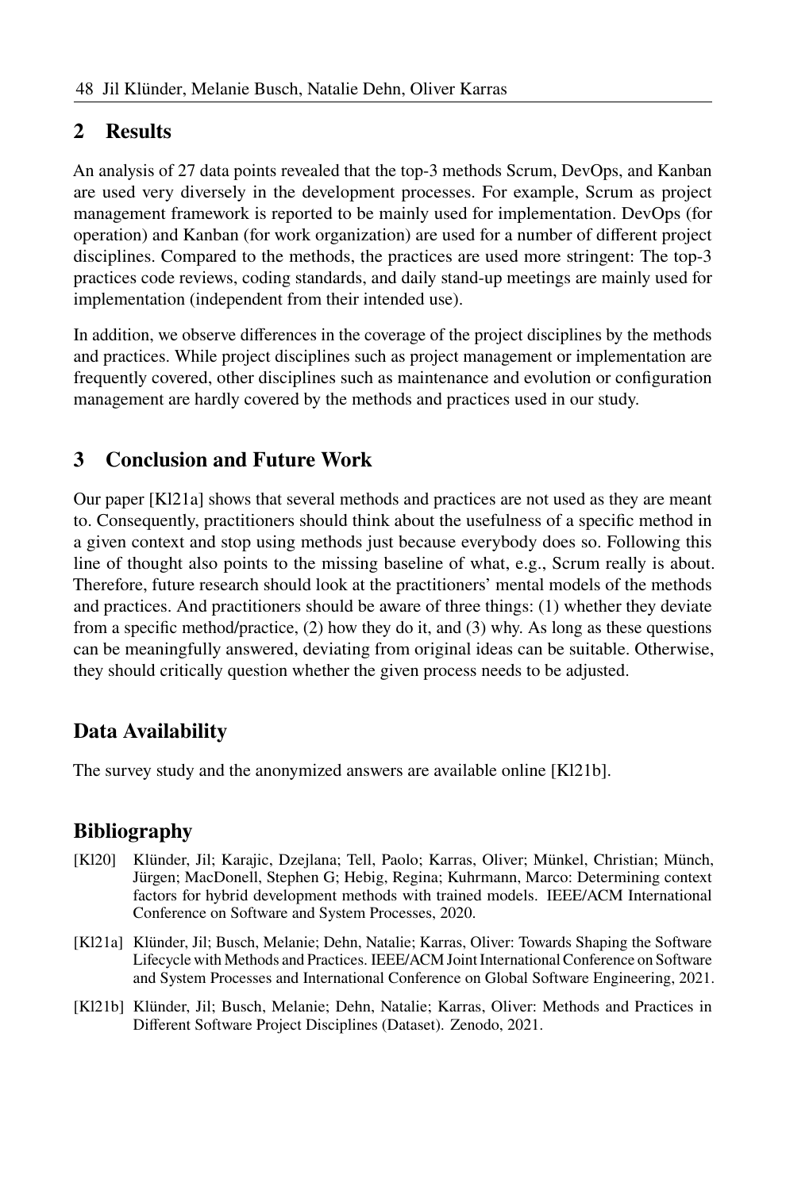## 2 Results

An analysis of 27 data points revealed that the top-3 methods Scrum, DevOps, and Kanban are used very diversely in the development processes. For example, Scrum as project management framework is reported to be mainly used for implementation. DevOps (for operation) and Kanban (for work organization) are used for a number of different project disciplines. Compared to the methods, the practices are used more stringent: The top-3 practices code reviews, coding standards, and daily stand-up meetings are mainly used for implementation (independent from their intended use).

In addition, we observe differences in the coverage of the project disciplines by the methods and practices. While project disciplines such as project management or implementation are frequently covered, other disciplines such as maintenance and evolution or configuration management are hardly covered by the methods and practices used in our study.

## 3 Conclusion and Future Work

Our paper [Kl21a] shows that several methods and practices are not used as they are meant to. Consequently, practitioners should think about the usefulness of a specific method in a given context and stop using methods just because everybody does so. Following this line of thought also points to the missing baseline of what, e.g., Scrum really is about. Therefore, future research should look at the practitioners' mental models of the methods and practices. And practitioners should be aware of three things: (1) whether they deviate from a specific method/practice, (2) how they do it, and (3) why. As long as these questions can be meaningfully answered, deviating from original ideas can be suitable. Otherwise, they should critically question whether the given process needs to be adjusted.

## Data Availability

The survey study and the anonymized answers are available online [Kl21b].

## Bibliography

[Kl20] Klünder, Jil; Karajic, Dzejlana; Tell, Paolo; Karras, Oliver; Münkel, Christian; Münch, Jürgen; MacDonell, Stephen G; Hebig, Regina; Kuhrmann, Marco: Determining context factors for hybrid development methods with trained models. IEEE/ACM International Conference on Software and System Processes, 2020.

[Kl21a] Klünder, Jil; Busch, Melanie; Dehn, Natalie; Karras, Oliver: Towards Shaping the Software Lifecycle with Methods and Practices. IEEE/ACM Joint International Conference on Software and System Processes and International Conference on Global Software Engineering, 2021.

[Kl21b] Klünder, Jil; Busch, Melanie; Dehn, Natalie; Karras, Oliver: Methods and Practices in Different Software Project Disciplines (Dataset). Zenodo, 2021.